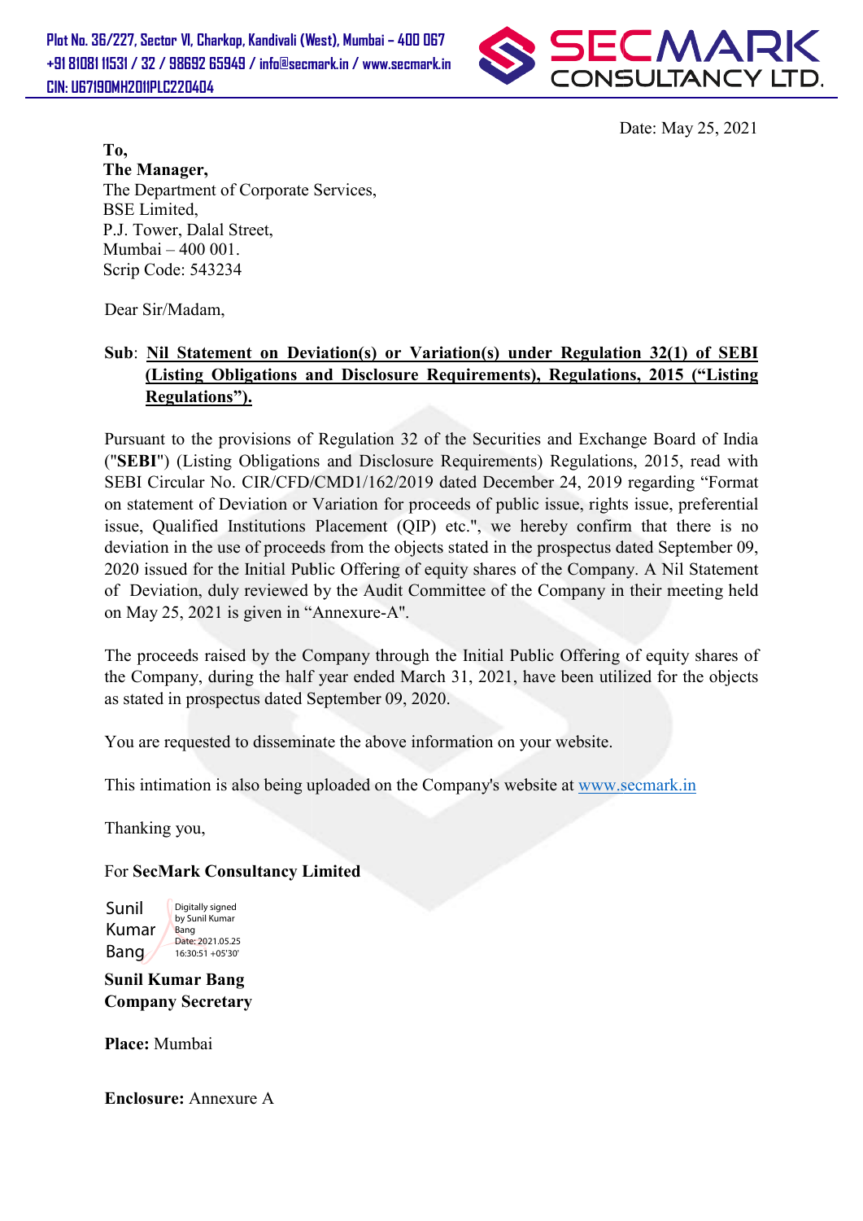Plot No. 36/227, Sector VI, Charkop, Kandivali (West), Mumbai – 400 067
+91 81081 11531 / 32 / 98692 65949 / info@secmark.in / www.secmark.in
CIN: U67190MH2011PLC220404

**SECMARK CONSULTANCY LTD.**

Date: May 25, 2021

**To,**
**The Manager,**
The Department of Corporate Services,
BSE Limited,
P.J. Tower, Dalal Street,
Mumbai – 400 001.
Scrip Code: 543234

Dear Sir/Madam,

**Sub**: **Nil Statement on Deviation(s) or Variation(s) under Regulation 32(1) of SEBI (Listing Obligations and Disclosure Requirements), Regulations, 2015 ("Listing Regulations").**

Pursuant to the provisions of Regulation 32 of the Securities and Exchange Board of India ("**SEBI**") (Listing Obligations and Disclosure Requirements) Regulations, 2015, read with SEBI Circular No. CIR/CFD/CMD1/162/2019 dated December 24, 2019 regarding "Format on statement of Deviation or Variation for proceeds of public issue, rights issue, preferential issue, Qualified Institutions Placement (QIP) etc.", we hereby confirm that there is no deviation in the use of proceeds from the objects stated in the prospectus dated September 09, 2020 issued for the Initial Public Offering of equity shares of the Company. A Nil Statement of Deviation, duly reviewed by the Audit Committee of the Company in their meeting held on May 25, 2021 is given in "Annexure-A".

The proceeds raised by the Company through the Initial Public Offering of equity shares of the Company, during the half year ended March 31, 2021, have been utilized for the objects as stated in prospectus dated September 09, 2020.

You are requested to disseminate the above information on your website.

This intimation is also being uploaded on the Company's website at www.secmark.in

Thanking you,

For **SecMark Consultancy Limited**

Sunil Kumar Bang
Digitally signed by Sunil Kumar Bang
Date: 2021.05.25 16:30:51 +05'30'

**Sunil Kumar Bang**
**Company Secretary**

**Place:** Mumbai

**Enclosure:** Annexure A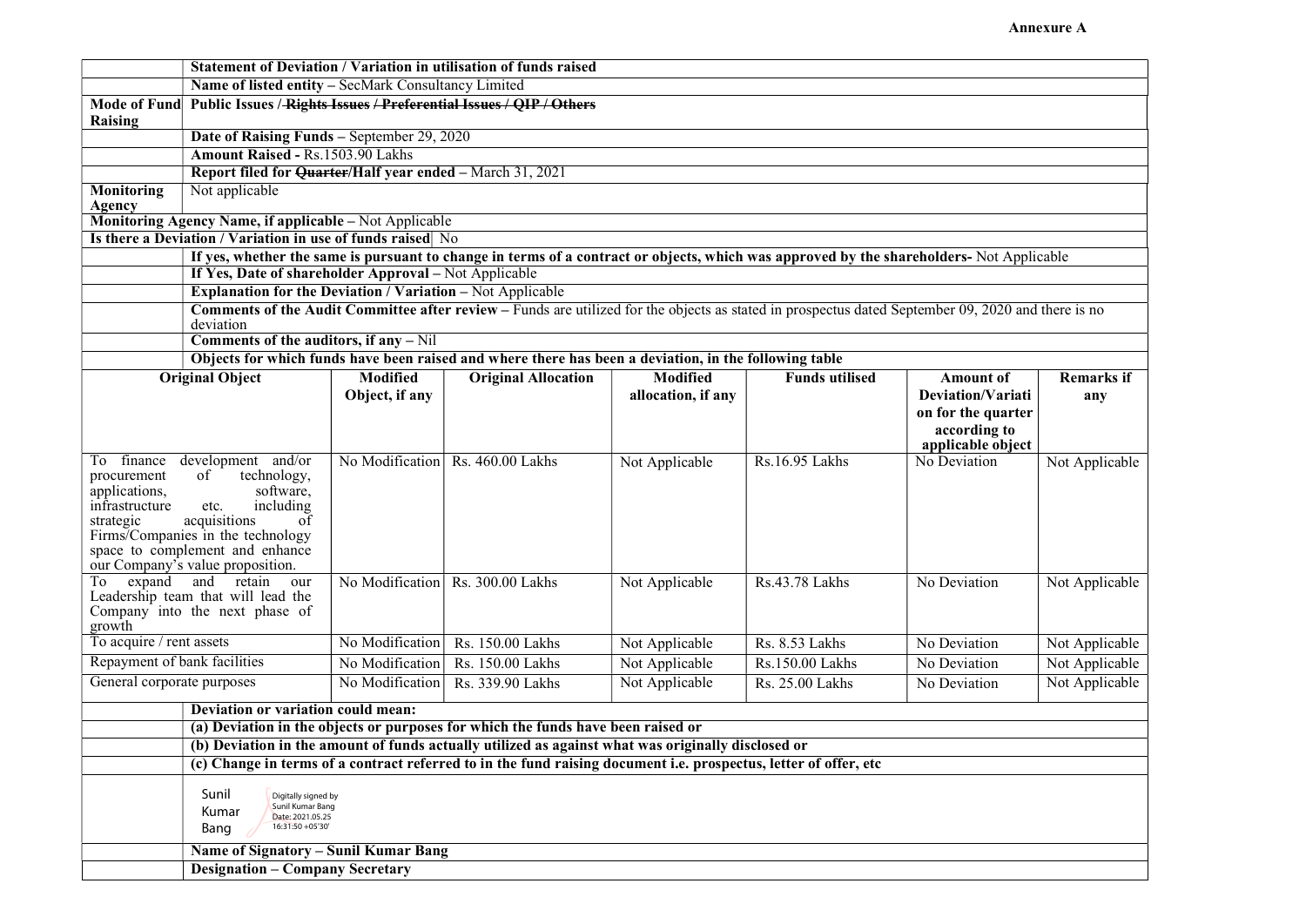**Annexure A**

| | | | | | | |
|---|---|---|---|---|---|---|
| | **Statement of Deviation / Variation in utilisation of funds raised** | | | | | |
| | **Name of listed entity** – SecMark Consultancy Limited | | | | | |
| **Mode of Fund Raising** | **Public Issues / ~~Rights Issues / Preferential Issues / QIP / Others~~** | | | | | |
| | **Date of Raising Funds** – September 29, 2020 | | | | | |
| | **Amount Raised -** Rs.1503.90 Lakhs | | | | | |
| | **Report filed for ~~Quarter~~/Half year ended** – March 31, 2021 | | | | | |
| **Monitoring Agency** | Not applicable | | | | | |
| **Monitoring Agency Name, if applicable** – Not Applicable | | | | | | |
| **Is there a Deviation / Variation in use of funds raised** No | | | | | | |
| | **If yes, whether the same is pursuant to change in terms of a contract or objects, which was approved by the shareholders-** Not Applicable | | | | | |
| | **If Yes, Date of shareholder Approval** – Not Applicable | | | | | |
| | **Explanation for the Deviation / Variation** – Not Applicable | | | | | |
| | **Comments of the Audit Committee after review** – Funds are utilized for the objects as stated in prospectus dated September 09, 2020 and there is no deviation | | | | | |
| | **Comments of the auditors, if any** – Nil | | | | | |
| | **Objects for which funds have been raised and where there has been a deviation, in the following table** | | | | | |
| **Original Object** | **Modified Object, if any** | **Original Allocation** | **Modified allocation, if any** | **Funds utilised** | **Amount of Deviation/Variation for the quarter according to applicable object** | **Remarks if any** |
| To finance development and/or procurement of technology, applications, software, infrastructure etc. including strategic acquisitions of Firms/Companies in the technology space to complement and enhance our Company's value proposition. | No Modification | Rs. 460.00 Lakhs | Not Applicable | Rs.16.95 Lakhs | No Deviation | Not Applicable |
| To expand and retain our Leadership team that will lead the Company into the next phase of growth | No Modification | Rs. 300.00 Lakhs | Not Applicable | Rs.43.78 Lakhs | No Deviation | Not Applicable |
| To acquire / rent assets | No Modification | Rs. 150.00 Lakhs | Not Applicable | Rs. 8.53 Lakhs | No Deviation | Not Applicable |
| Repayment of bank facilities | No Modification | Rs. 150.00 Lakhs | Not Applicable | Rs.150.00 Lakhs | No Deviation | Not Applicable |
| General corporate purposes | No Modification | Rs. 339.90 Lakhs | Not Applicable | Rs. 25.00 Lakhs | No Deviation | Not Applicable |
| | **Deviation or variation could mean:** | | | | | |
| | **(a) Deviation in the objects or purposes for which the funds have been raised or** | | | | | |
| | **(b) Deviation in the amount of funds actually utilized as against what was originally disclosed or** | | | | | |
| | **(c) Change in terms of a contract referred to in the fund raising document i.e. prospectus, letter of offer, etc** | | | | | |
| | Sunil Kumar Bang Digitally signed by Sunil Kumar Bang Date: 2021.05.25 16:31:50 +05'30' | | | | | |
| | **Name of Signatory – Sunil Kumar Bang** | | | | | |
| | **Designation – Company Secretary** | | | | | |